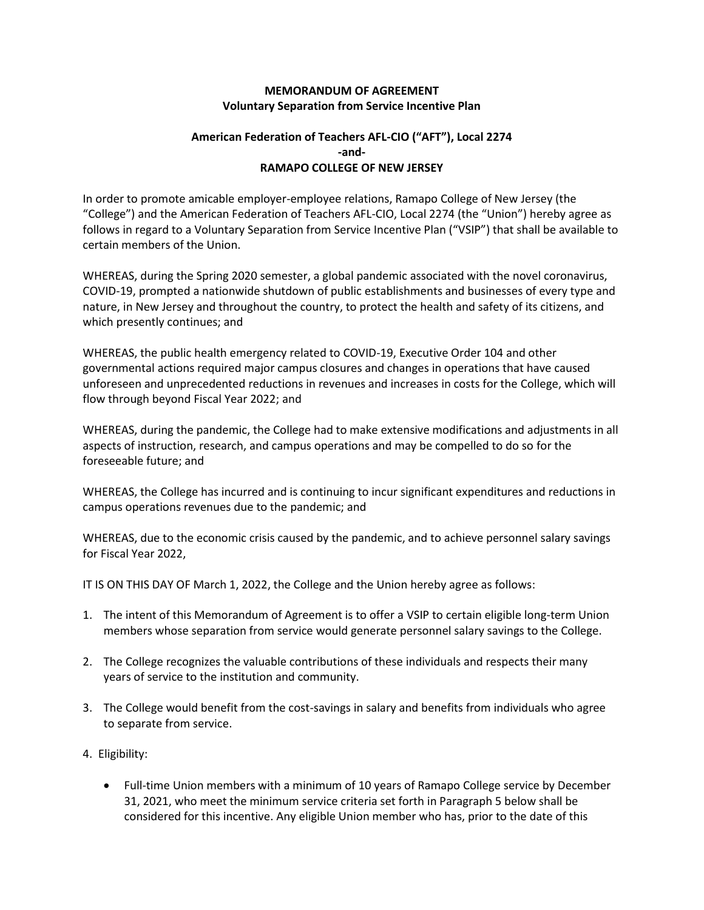**MEMORANDUM OF AGREEMENT**
**Voluntary Separation from Service Incentive Plan**

**American Federation of Teachers AFL-CIO ("AFT"), Local 2274**
**-and-**
**RAMAPO COLLEGE OF NEW JERSEY**

In order to promote amicable employer-employee relations, Ramapo College of New Jersey (the "College") and the American Federation of Teachers AFL-CIO, Local 2274 (the "Union") hereby agree as follows in regard to a Voluntary Separation from Service Incentive Plan ("VSIP") that shall be available to certain members of the Union.

WHEREAS, during the Spring 2020 semester, a global pandemic associated with the novel coronavirus, COVID-19, prompted a nationwide shutdown of public establishments and businesses of every type and nature, in New Jersey and throughout the country, to protect the health and safety of its citizens, and which presently continues; and

WHEREAS, the public health emergency related to COVID-19, Executive Order 104 and other governmental actions required major campus closures and changes in operations that have caused unforeseen and unprecedented reductions in revenues and increases in costs for the College, which will flow through beyond Fiscal Year 2022; and

WHEREAS, during the pandemic, the College had to make extensive modifications and adjustments in all aspects of instruction, research, and campus operations and may be compelled to do so for the foreseeable future; and

WHEREAS, the College has incurred and is continuing to incur significant expenditures and reductions in campus operations revenues due to the pandemic; and

WHEREAS, due to the economic crisis caused by the pandemic, and to achieve personnel salary savings for Fiscal Year 2022,

IT IS ON THIS DAY OF March 1, 2022, the College and the Union hereby agree as follows:

1. The intent of this Memorandum of Agreement is to offer a VSIP to certain eligible long-term Union members whose separation from service would generate personnel salary savings to the College.

2. The College recognizes the valuable contributions of these individuals and respects their many years of service to the institution and community.

3. The College would benefit from the cost-savings in salary and benefits from individuals who agree to separate from service.

4. Eligibility:

   - Full-time Union members with a minimum of 10 years of Ramapo College service by December 31, 2021, who meet the minimum service criteria set forth in Paragraph 5 below shall be considered for this incentive. Any eligible Union member who has, prior to the date of this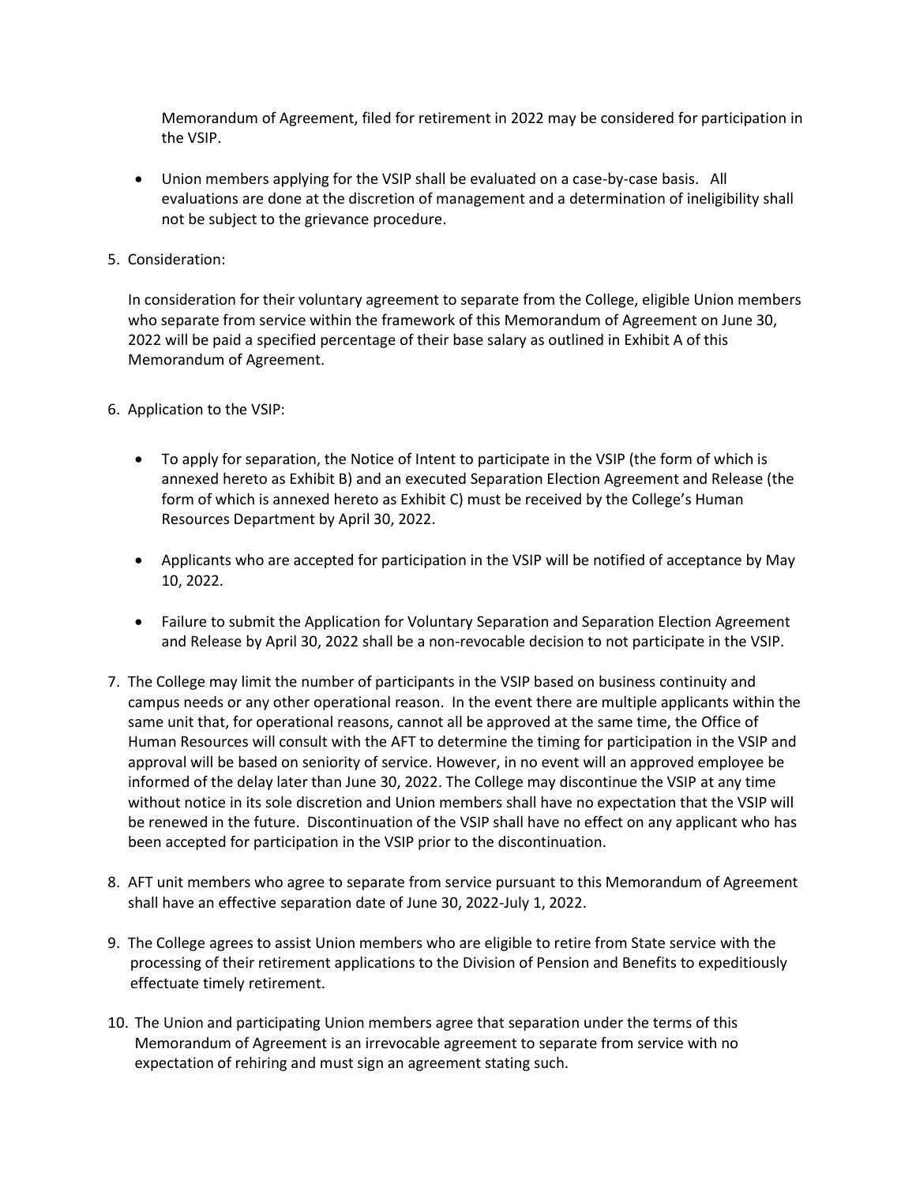Memorandum of Agreement, filed for retirement in 2022 may be considered for participation in the VSIP.

- Union members applying for the VSIP shall be evaluated on a case-by-case basis. All evaluations are done at the discretion of management and a determination of ineligibility shall not be subject to the grievance procedure.

5. Consideration:

   In consideration for their voluntary agreement to separate from the College, eligible Union members who separate from service within the framework of this Memorandum of Agreement on June 30, 2022 will be paid a specified percentage of their base salary as outlined in Exhibit A of this Memorandum of Agreement.

6. Application to the VSIP:

   - To apply for separation, the Notice of Intent to participate in the VSIP (the form of which is annexed hereto as Exhibit B) and an executed Separation Election Agreement and Release (the form of which is annexed hereto as Exhibit C) must be received by the College's Human Resources Department by April 30, 2022.

   - Applicants who are accepted for participation in the VSIP will be notified of acceptance by May 10, 2022.

   - Failure to submit the Application for Voluntary Separation and Separation Election Agreement and Release by April 30, 2022 shall be a non-revocable decision to not participate in the VSIP.

7. The College may limit the number of participants in the VSIP based on business continuity and campus needs or any other operational reason. In the event there are multiple applicants within the same unit that, for operational reasons, cannot all be approved at the same time, the Office of Human Resources will consult with the AFT to determine the timing for participation in the VSIP and approval will be based on seniority of service. However, in no event will an approved employee be informed of the delay later than June 30, 2022. The College may discontinue the VSIP at any time without notice in its sole discretion and Union members shall have no expectation that the VSIP will be renewed in the future. Discontinuation of the VSIP shall have no effect on any applicant who has been accepted for participation in the VSIP prior to the discontinuation.

8. AFT unit members who agree to separate from service pursuant to this Memorandum of Agreement shall have an effective separation date of June 30, 2022-July 1, 2022.

9. The College agrees to assist Union members who are eligible to retire from State service with the processing of their retirement applications to the Division of Pension and Benefits to expeditiously effectuate timely retirement.

10. The Union and participating Union members agree that separation under the terms of this Memorandum of Agreement is an irrevocable agreement to separate from service with no expectation of rehiring and must sign an agreement stating such.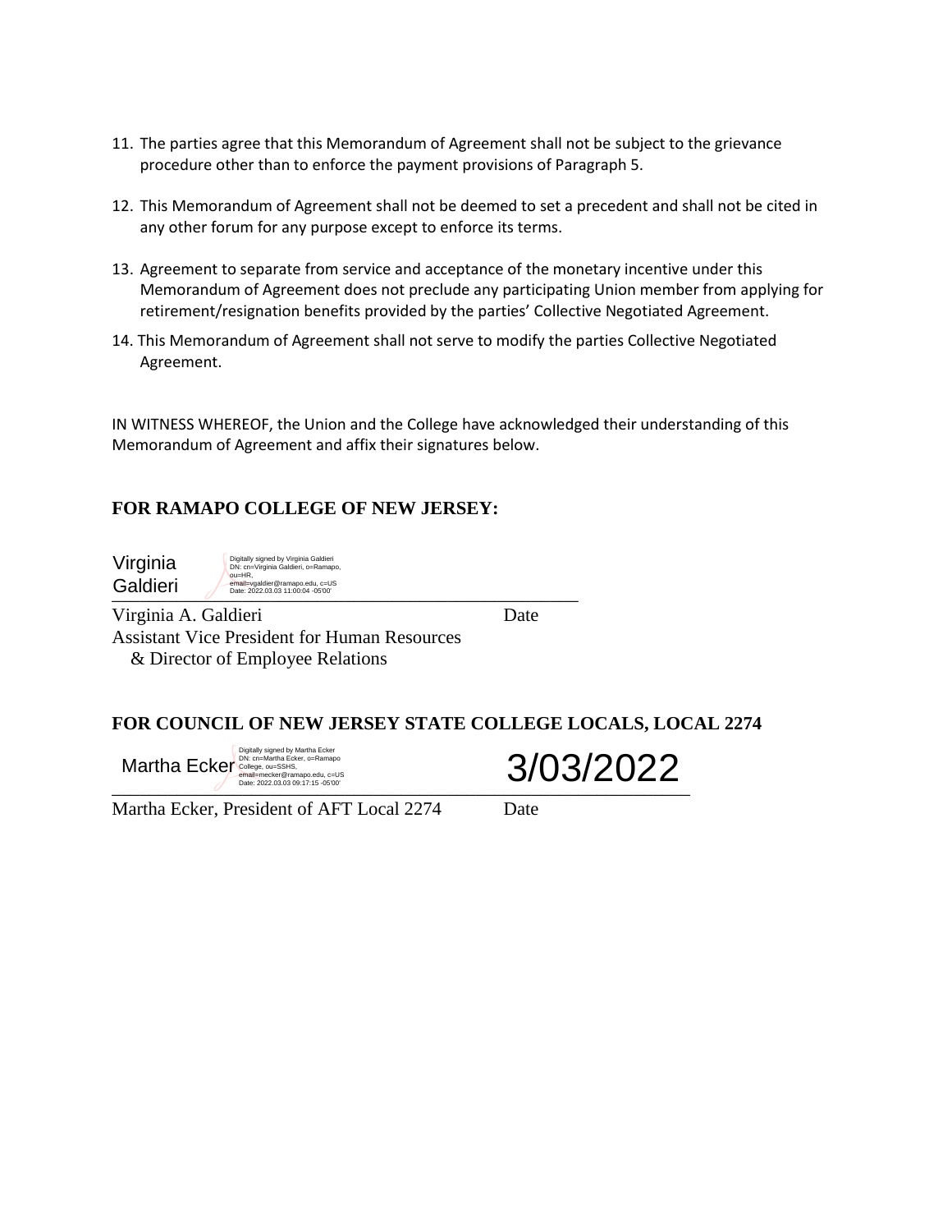11. The parties agree that this Memorandum of Agreement shall not be subject to the grievance procedure other than to enforce the payment provisions of Paragraph 5.

12. This Memorandum of Agreement shall not be deemed to set a precedent and shall not be cited in any other forum for any purpose except to enforce its terms.

13. Agreement to separate from service and acceptance of the monetary incentive under this Memorandum of Agreement does not preclude any participating Union member from applying for retirement/resignation benefits provided by the parties' Collective Negotiated Agreement.

14. This Memorandum of Agreement shall not serve to modify the parties Collective Negotiated Agreement.

IN WITNESS WHEREOF, the Union and the College have acknowledged their understanding of this Memorandum of Agreement and affix their signatures below.

**FOR RAMAPO COLLEGE OF NEW JERSEY:**

Virginia Galdieri
Digitally signed by Virginia Galdieri
DN: cn=Virginia Galdieri, o=Ramapo, ou=HR, email=vgaldier@ramapo.edu, c=US
Date: 2022.03.03 11:00:04 -05'00'

Virginia A. Galdieri — Date
Assistant Vice President for Human Resources
& Director of Employee Relations

**FOR COUNCIL OF NEW JERSEY STATE COLLEGE LOCALS, LOCAL 2274**

Martha Ecker
Digitally signed by Martha Ecker
DN: cn=Martha Ecker, o=Ramapo College, ou=SSHS, email=mecker@ramapo.edu, c=US
Date: 2022.03.03 09:17:15 -05'00'

3/03/2022

Martha Ecker, President of AFT Local 2274 — Date